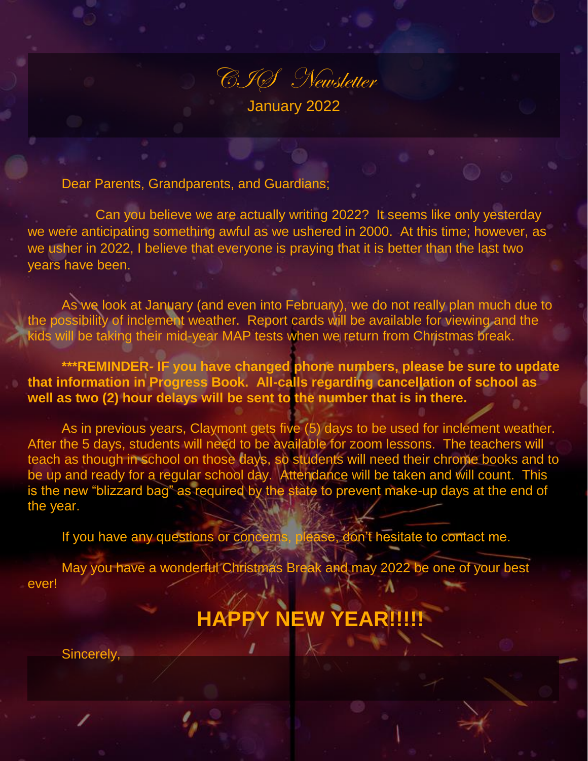# CIS Newsletter

January 2022

Dear Parents, Grandparents, and Guardians;

Can you believe we are actually writing 2022? It seems like only yesterday we were anticipating something awful as we ushered in 2000. At this time; however, as we usher in 2022, I believe that everyone is praying that it is better than the last two years have been.

As we look at January (and even into February), we do not really plan much due to the possibility of inclement weather. Report cards will be available for viewing and the kids will be taking their mid-year MAP tests when we return from Christmas break.

**\*\*\*REMINDER- IF you have changed phone numbers, please be sure to update that information in Progress Book. All-calls regarding cancellation of school as well as two (2) hour delays will be sent to the number that is in there.**

As in previous years, Claymont gets five (5) days to be used for inclement weather. After the 5 days, students will need to be available for zoom lessons. The teachers will teach as though in school on those days, so students will need their chrome books and to be up and ready for a regular school day. Attendance will be taken and will count. This is the new "blizzard bag" as required by the state to prevent make-up days at the end of the year.

If you have any questions or concerns, please, don't hesitate to contact me.

May you have a wonderful Christmas Break and may 2022 be one of your best ever!

**HAPPY NEW YEAR!!!!!**

Sincerely,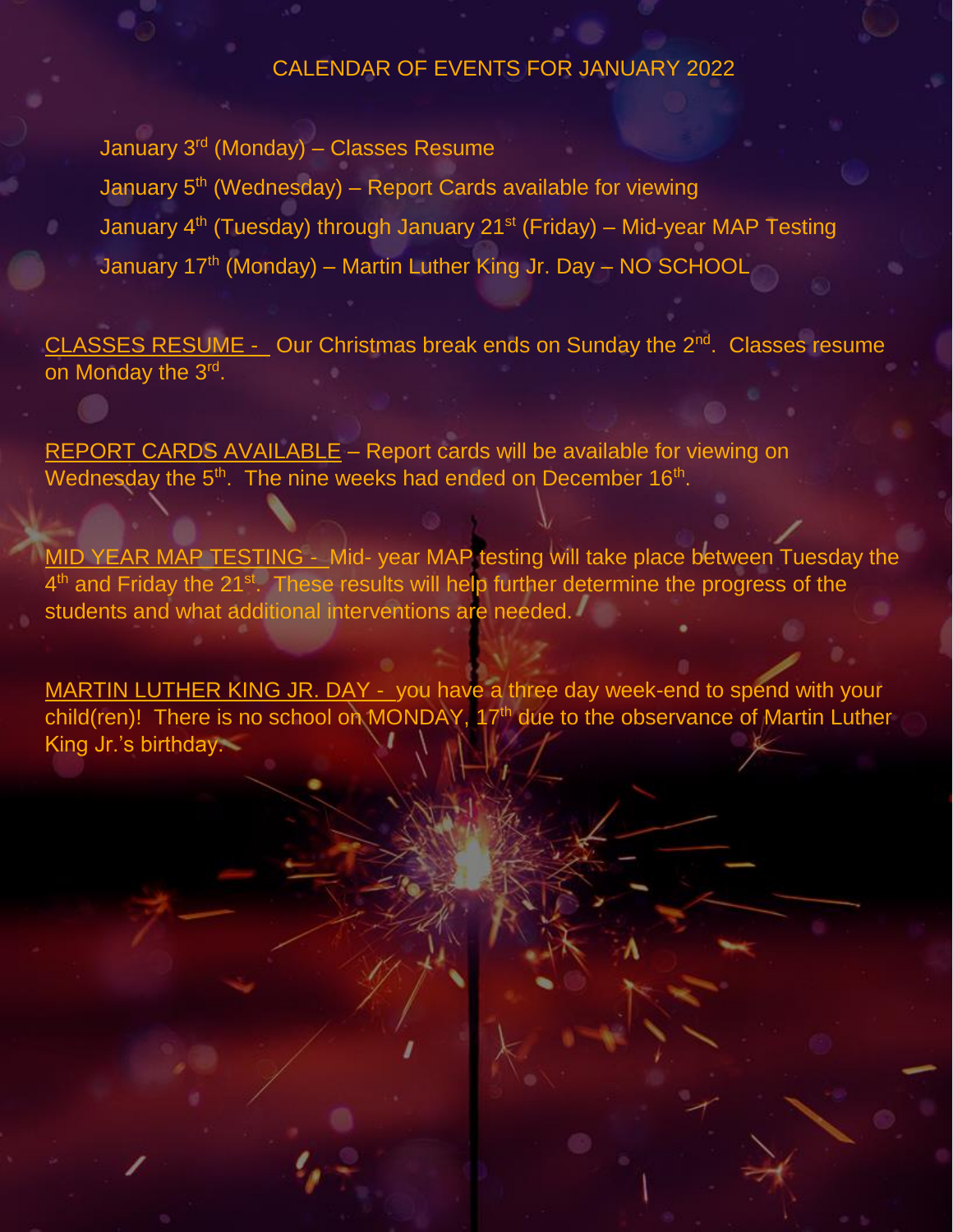# CALENDAR OF EVENTS FOR JANUARY 2022

January 3rd (Monday) – Classes Resume

January 5th (Wednesday) – Report Cards available for viewing

January 4th (Tuesday) through January 21st (Friday) – Mid-year MAP Testing

January 17th (Monday) – Martin Luther King Jr. Day – NO SCHOOL

CLASSES RESUME - Our Christmas break ends on Sunday the 2nd. Classes resume on Monday the 3rd.

REPORT CARDS AVAILABLE – Report cards will be available for viewing on Wednesday the 5th. The nine weeks had ended on December 16th.

MID YEAR MAP TESTING - Mid- year MAP testing will take place between Tuesday the 4th and Friday the 21st. These results will help further determine the progress of the students and what additional interventions are needed.

MARTIN LUTHER KING JR. DAY - you have a three day week-end to spend with your child(ren)! There is no school on MONDAY, 17th due to the observance of Martin Luther King Jr.'s birthday.